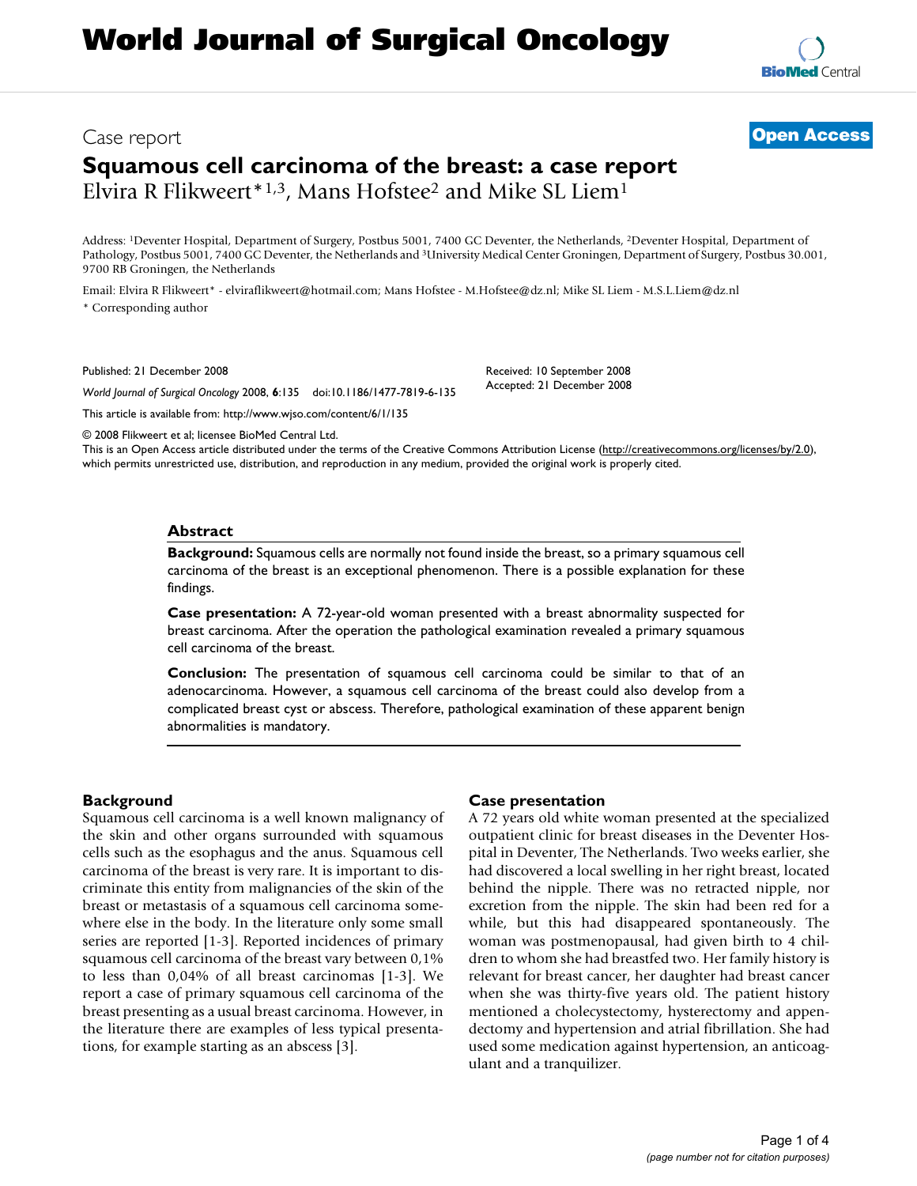# World Journal of Surgical Oncology

Case report

**Open Access**

## Squamous cell carcinoma of the breast: a case report

Elvira R Flikweert*[1,3], Mans Hofstee[2] and Mike SL Liem[1]

Address: [1]Deventer Hospital, Department of Surgery, Postbus 5001, 7400 GC Deventer, the Netherlands, [2]Deventer Hospital, Department of Pathology, Postbus 5001, 7400 GC Deventer, the Netherlands and [3]University Medical Center Groningen, Department of Surgery, Postbus 30.001, 9700 RB Groningen, the Netherlands

Email: Elvira R Flikweert* - elviraflikweert@hotmail.com; Mans Hofstee - M.Hofstee@dz.nl; Mike SL Liem - M.S.L.Liem@dz.nl

* Corresponding author

Published: 21 December 2008

*World Journal of Surgical Oncology* 2008, **6**:135 doi:10.1186/1477-7819-6-135

Received: 10 September 2008

Accepted: 21 December 2008

This article is available from: http://www.wjso.com/content/6/1/135

© 2008 Flikweert et al; licensee BioMed Central Ltd.

This is an Open Access article distributed under the terms of the Creative Commons Attribution License (http://creativecommons.org/licenses/by/2.0), which permits unrestricted use, distribution, and reproduction in any medium, provided the original work is properly cited.

### Abstract

**Background:** Squamous cells are normally not found inside the breast, so a primary squamous cell carcinoma of the breast is an exceptional phenomenon. There is a possible explanation for these findings.

**Case presentation:** A 72-year-old woman presented with a breast abnormality suspected for breast carcinoma. After the operation the pathological examination revealed a primary squamous cell carcinoma of the breast.

**Conclusion:** The presentation of squamous cell carcinoma could be similar to that of an adenocarcinoma. However, a squamous cell carcinoma of the breast could also develop from a complicated breast cyst or abscess. Therefore, pathological examination of these apparent benign abnormalities is mandatory.

### Background

Squamous cell carcinoma is a well known malignancy of the skin and other organs surrounded with squamous cells such as the esophagus and the anus. Squamous cell carcinoma of the breast is very rare. It is important to discriminate this entity from malignancies of the skin of the breast or metastasis of a squamous cell carcinoma somewhere else in the body. In the literature only some small series are reported [1-3]. Reported incidences of primary squamous cell carcinoma of the breast vary between 0,1% to less than 0,04% of all breast carcinomas [1-3]. We report a case of primary squamous cell carcinoma of the breast presenting as a usual breast carcinoma. However, in the literature there are examples of less typical presentations, for example starting as an abscess [3].

### Case presentation

A 72 years old white woman presented at the specialized outpatient clinic for breast diseases in the Deventer Hospital in Deventer, The Netherlands. Two weeks earlier, she had discovered a local swelling in her right breast, located behind the nipple. There was no retracted nipple, nor excretion from the nipple. The skin had been red for a while, but this had disappeared spontaneously. The woman was postmenopausal, had given birth to 4 children to whom she had breastfed two. Her family history is relevant for breast cancer, her daughter had breast cancer when she was thirty-five years old. The patient history mentioned a cholecystectomy, hysterectomy and appendectomy and hypertension and atrial fibrillation. She had used some medication against hypertension, an anticoagulant and a tranquilizer.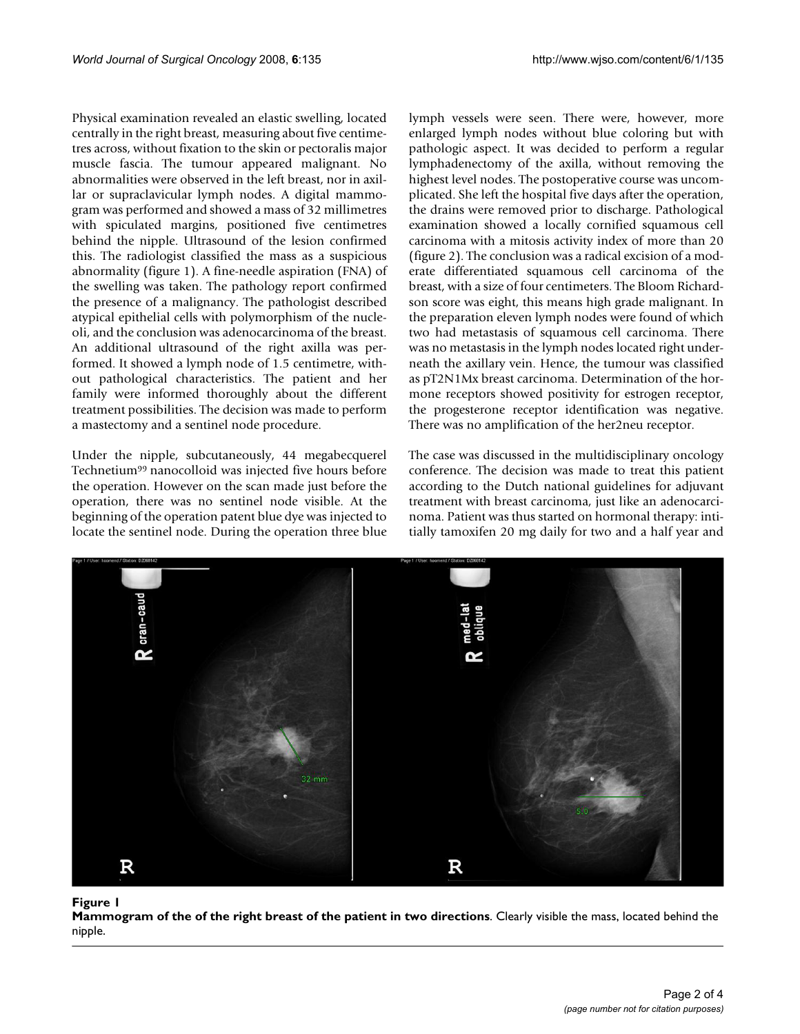Physical examination revealed an elastic swelling, located centrally in the right breast, measuring about five centimetres across, without fixation to the skin or pectoralis major muscle fascia. The tumour appeared malignant. No abnormalities were observed in the left breast, nor in axillar or supraclavicular lymph nodes. A digital mammogram was performed and showed a mass of 32 millimetres with spiculated margins, positioned five centimetres behind the nipple. Ultrasound of the lesion confirmed this. The radiologist classified the mass as a suspicious abnormality (figure 1). A fine-needle aspiration (FNA) of the swelling was taken. The pathology report confirmed the presence of a malignancy. The pathologist described atypical epithelial cells with polymorphism of the nucleoli, and the conclusion was adenocarcinoma of the breast. An additional ultrasound of the right axilla was performed. It showed a lymph node of 1.5 centimetre, without pathological characteristics. The patient and her family were informed thoroughly about the different treatment possibilities. The decision was made to perform a mastectomy and a sentinel node procedure.

Under the nipple, subcutaneously, 44 megabecquerel Technetium[99] nanocolloid was injected five hours before the operation. However on the scan made just before the operation, there was no sentinel node visible. At the beginning of the operation patent blue dye was injected to locate the sentinel node. During the operation three blue lymph vessels were seen. There were, however, more enlarged lymph nodes without blue coloring but with pathologic aspect. It was decided to perform a regular lymphadenectomy of the axilla, without removing the highest level nodes. The postoperative course was uncomplicated. She left the hospital five days after the operation, the drains were removed prior to discharge. Pathological examination showed a locally cornified squamous cell carcinoma with a mitosis activity index of more than 20 (figure 2). The conclusion was a radical excision of a moderate differentiated squamous cell carcinoma of the breast, with a size of four centimeters. The Bloom Richardson score was eight, this means high grade malignant. In the preparation eleven lymph nodes were found of which two had metastasis of squamous cell carcinoma. There was no metastasis in the lymph nodes located right underneath the axillary vein. Hence, the tumour was classified as pT2N1Mx breast carcinoma. Determination of the hormone receptors showed positivity for estrogen receptor, the progesterone receptor identification was negative. There was no amplification of the her2neu receptor.

The case was discussed in the multidisciplinary oncology conference. The decision was made to treat this patient according to the Dutch national guidelines for adjuvant treatment with breast carcinoma, just like an adenocarcinoma. Patient was thus started on hormonal therapy: intitially tamoxifen 20 mg daily for two and a half year and

R cran-caud

32 mm

R

R med-lat oblique

5.0

R

**Figure 1**

**Mammogram of the of the right breast of the patient in two directions**. Clearly visible the mass, located behind the nipple.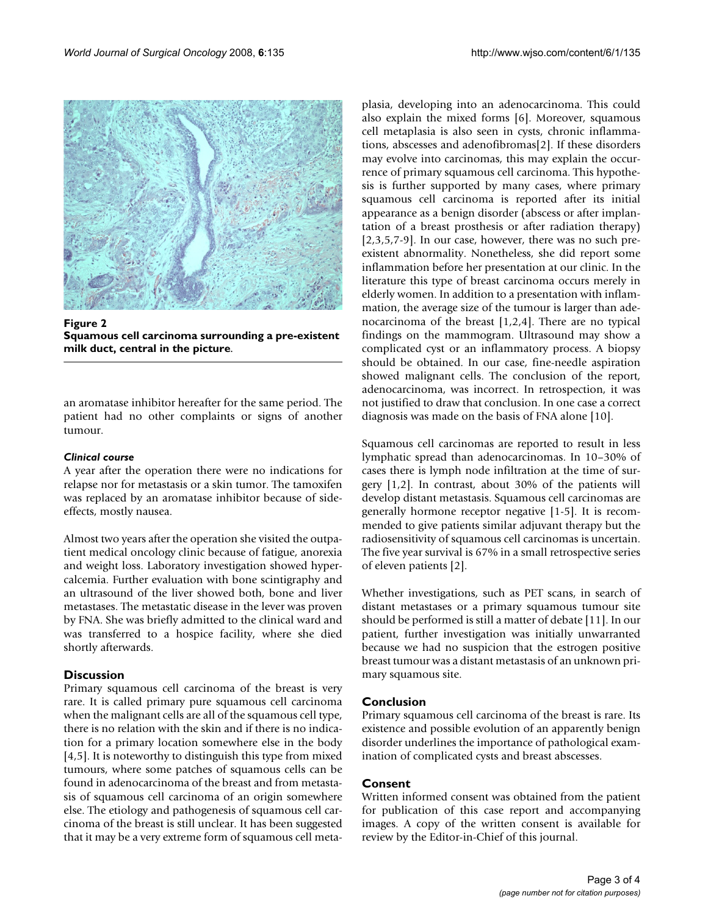**Figure 2**
**Squamous cell carcinoma surrounding a pre-existent milk duct, central in the picture.**

an aromatase inhibitor hereafter for the same period. The patient had no other complaints or signs of another tumour.

### *Clinical course*

A year after the operation there were no indications for relapse nor for metastasis or a skin tumor. The tamoxifen was replaced by an aromatase inhibitor because of side-effects, mostly nausea.

Almost two years after the operation she visited the outpatient medical oncology clinic because of fatigue, anorexia and weight loss. Laboratory investigation showed hypercalcemia. Further evaluation with bone scintigraphy and an ultrasound of the liver showed both, bone and liver metastases. The metastatic disease in the lever was proven by FNA. She was briefly admitted to the clinical ward and was transferred to a hospice facility, where she died shortly afterwards.

## Discussion

Primary squamous cell carcinoma of the breast is very rare. It is called primary pure squamous cell carcinoma when the malignant cells are all of the squamous cell type, there is no relation with the skin and if there is no indication for a primary location somewhere else in the body [4,5]. It is noteworthy to distinguish this type from mixed tumours, where some patches of squamous cells can be found in adenocarcinoma of the breast and from metastasis of squamous cell carcinoma of an origin somewhere else. The etiology and pathogenesis of squamous cell carcinoma of the breast is still unclear. It has been suggested that it may be a very extreme form of squamous cell metaplasia, developing into an adenocarcinoma. This could also explain the mixed forms [6]. Moreover, squamous cell metaplasia is also seen in cysts, chronic inflammations, abscesses and adenofibromas[2]. If these disorders may evolve into carcinomas, this may explain the occurrence of primary squamous cell carcinoma. This hypothesis is further supported by many cases, where primary squamous cell carcinoma is reported after its initial appearance as a benign disorder (abscess or after implantation of a breast prosthesis or after radiation therapy) [2,3,5,7-9]. In our case, however, there was no such preexistent abnormality. Nonetheless, she did report some inflammation before her presentation at our clinic. In the literature this type of breast carcinoma occurs merely in elderly women. In addition to a presentation with inflammation, the average size of the tumour is larger than adenocarcinoma of the breast [1,2,4]. There are no typical findings on the mammogram. Ultrasound may show a complicated cyst or an inflammatory process. A biopsy should be obtained. In our case, fine-needle aspiration showed malignant cells. The conclusion of the report, adenocarcinoma, was incorrect. In retrospection, it was not justified to draw that conclusion. In one case a correct diagnosis was made on the basis of FNA alone [10].

Squamous cell carcinomas are reported to result in less lymphatic spread than adenocarcinomas. In 10–30% of cases there is lymph node infiltration at the time of surgery [1,2]. In contrast, about 30% of the patients will develop distant metastasis. Squamous cell carcinomas are generally hormone receptor negative [1-5]. It is recommended to give patients similar adjuvant therapy but the radiosensitivity of squamous cell carcinomas is uncertain. The five year survival is 67% in a small retrospective series of eleven patients [2].

Whether investigations, such as PET scans, in search of distant metastases or a primary squamous tumour site should be performed is still a matter of debate [11]. In our patient, further investigation was initially unwarranted because we had no suspicion that the estrogen positive breast tumour was a distant metastasis of an unknown primary squamous site.

## Conclusion

Primary squamous cell carcinoma of the breast is rare. Its existence and possible evolution of an apparently benign disorder underlines the importance of pathological examination of complicated cysts and breast abscesses.

## Consent

Written informed consent was obtained from the patient for publication of this case report and accompanying images. A copy of the written consent is available for review by the Editor-in-Chief of this journal.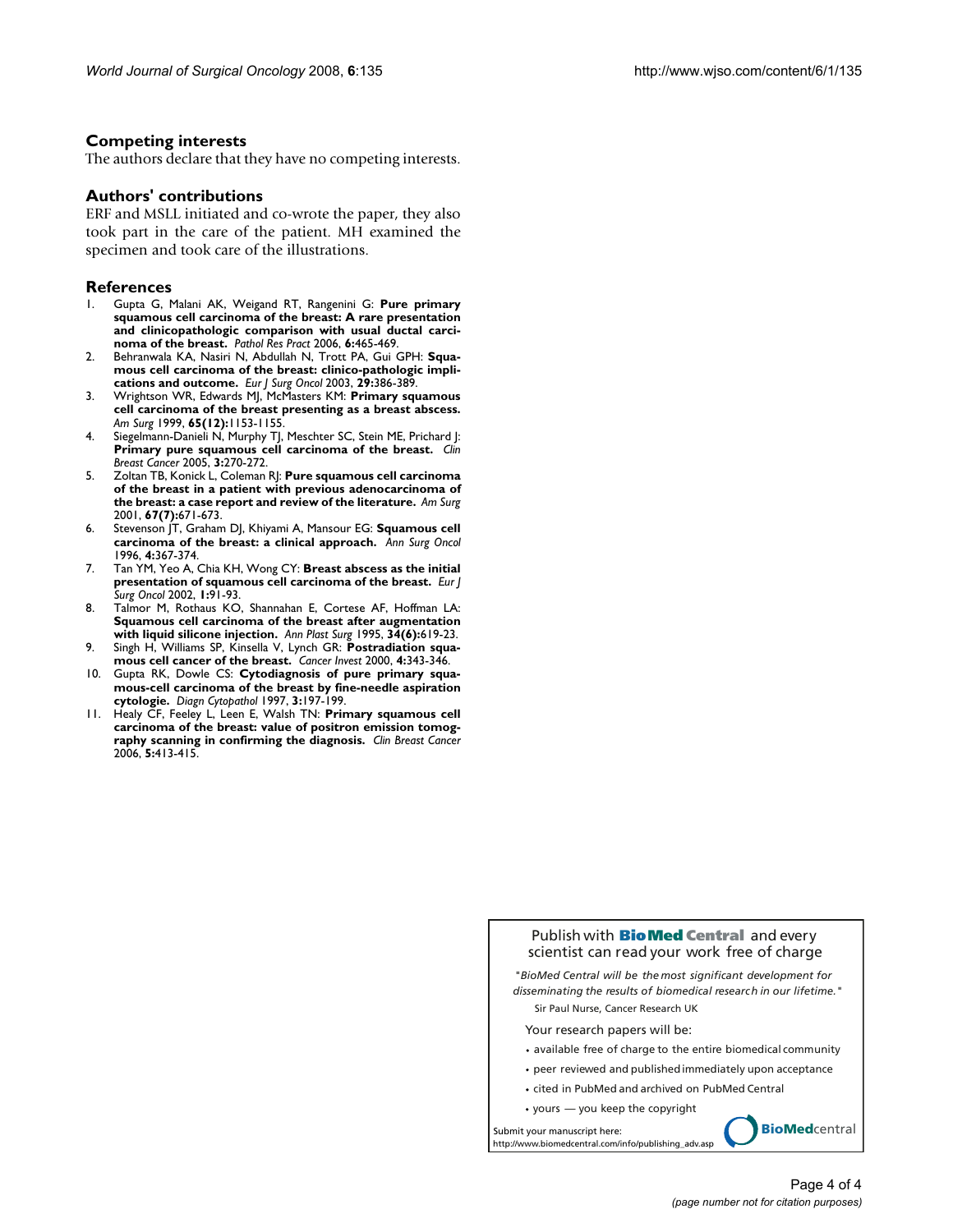## Competing interests

The authors declare that they have no competing interests.

## Authors' contributions

ERF and MSLL initiated and co-wrote the paper, they also took part in the care of the patient. MH examined the specimen and took care of the illustrations.

## References

1. Gupta G, Malani AK, Weigand RT, Rangenini G: **Pure primary squamous cell carcinoma of the breast: A rare presentation and clinicopathologic comparison with usual ductal carcinoma of the breast.** *Pathol Res Pract* 2006, **6:**465-469.
2. Behranwala KA, Nasiri N, Abdullah N, Trott PA, Gui GPH: **Squamous cell carcinoma of the breast: clinico-pathologic implications and outcome.** *Eur J Surg Oncol* 2003, **29:**386-389.
3. Wrightson WR, Edwards MJ, McMasters KM: **Primary squamous cell carcinoma of the breast presenting as a breast abscess.** *Am Surg* 1999, **65(12):**1153-1155.
4. Siegelmann-Danieli N, Murphy TJ, Meschter SC, Stein ME, Prichard J: **Primary pure squamous cell carcinoma of the breast.** *Clin Breast Cancer* 2005, **3:**270-272.
5. Zoltan TB, Konick L, Coleman RJ: **Pure squamous cell carcinoma of the breast in a patient with previous adenocarcinoma of the breast: a case report and review of the literature.** *Am Surg* 2001, **67(7):**671-673.
6. Stevenson JT, Graham DJ, Khiyami A, Mansour EG: **Squamous cell carcinoma of the breast: a clinical approach.** *Ann Surg Oncol* 1996, **4:**367-374.
7. Tan YM, Yeo A, Chia KH, Wong CY: **Breast abscess as the initial presentation of squamous cell carcinoma of the breast.** *Eur J Surg Oncol* 2002, **1:**91-93.
8. Talmor M, Rothaus KO, Shannahan E, Cortese AF, Hoffman LA: **Squamous cell carcinoma of the breast after augmentation with liquid silicone injection.** *Ann Plast Surg* 1995, **34(6):**619-23.
9. Singh H, Williams SP, Kinsella V, Lynch GR: **Postradiation squamous cell cancer of the breast.** *Cancer Invest* 2000, **4:**343-346.
10. Gupta RK, Dowle CS: **Cytodiagnosis of pure primary squamous-cell carcinoma of the breast by fine-needle aspiration cytologie.** *Diagn Cytopathol* 1997, **3:**197-199.
11. Healy CF, Feeley L, Leen E, Walsh TN: **Primary squamous cell carcinoma of the breast: value of positron emission tomography scanning in confirming the diagnosis.** *Clin Breast Cancer* 2006, **5:**413-415.

Publish with **BioMed Central** and every scientist can read your work free of charge

*"BioMed Central will be the most significant development for disseminating the results of biomedical research in our lifetime."*

Sir Paul Nurse, Cancer Research UK

Your research papers will be:

- available free of charge to the entire biomedical community
- peer reviewed and published immediately upon acceptance
- cited in PubMed and archived on PubMed Central
- yours — you keep the copyright

Submit your manuscript here:
http://www.biomedcentral.com/info/publishing_adv.asp

BioMedcentral